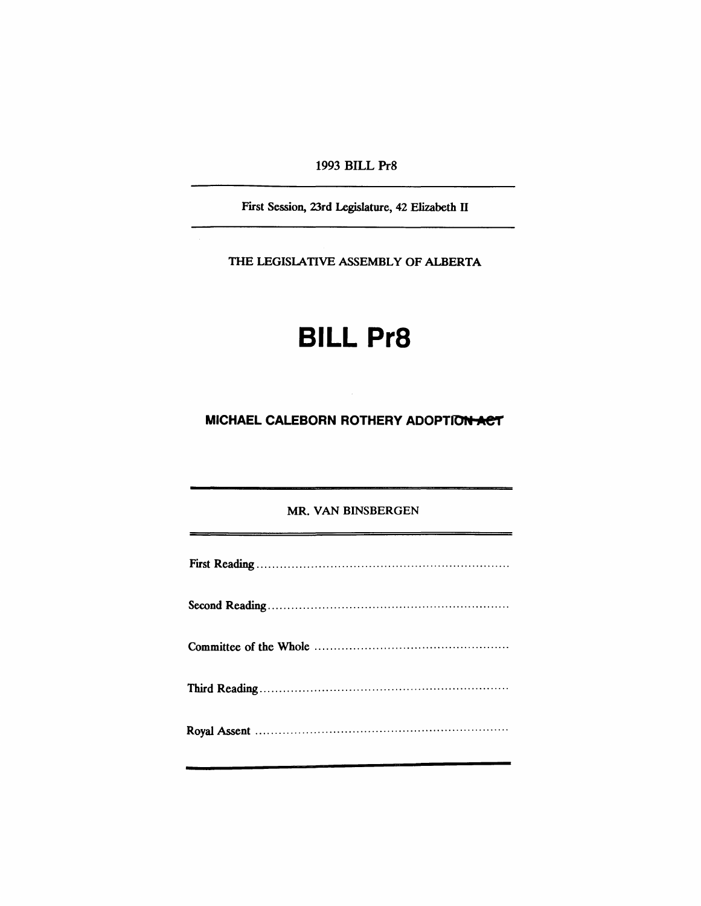1993 BILL Pr8

First Session, 23rd Legislature, 42 Elizabeth II

THE LEGISLATIVE ASSEMBLY OF ALBERTA

# BILL Pr8

## MICHAEL CALEBORN ROTHERY ADOPTION ACT

MR. VAN BINSBERGEN

First Reading ..................................................................

Second Reading ..............................................................

Committee of the Whole ..................................................

Third Reading ................................................................

Royal Assent .................................................................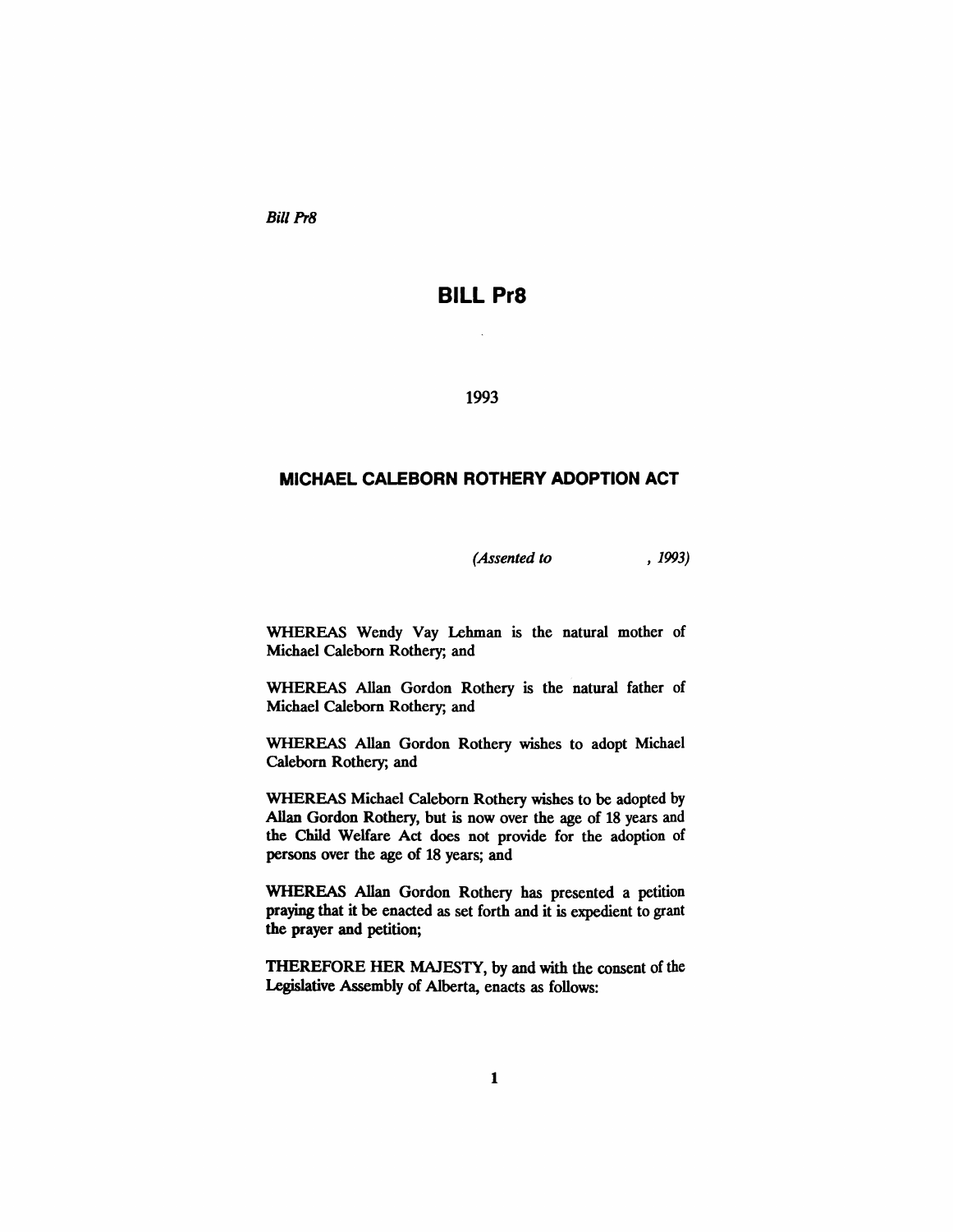*Bill Pr8*

# BILL Pr8

1993

## MICHAEL CALEBORN ROTHERY ADOPTION ACT

*(Assented to , 1993)*

WHEREAS Wendy Vay Lehman is the natural mother of Michael Caleborn Rothery; and

WHEREAS Allan Gordon Rothery is the natural father of Michael Caleborn Rothery; and

WHEREAS Allan Gordon Rothery wishes to adopt Michael Caleborn Rothery; and

WHEREAS Michael Caleborn Rothery wishes to be adopted by Allan Gordon Rothery, but is now over the age of 18 years and the Child Welfare Act does not provide for the adoption of persons over the age of 18 years; and

WHEREAS Allan Gordon Rothery has presented a petition praying that it be enacted as set forth and it is expedient to grant the prayer and petition;

THEREFORE HER MAJESTY, by and with the consent of the Legislative Assembly of Alberta, enacts as follows: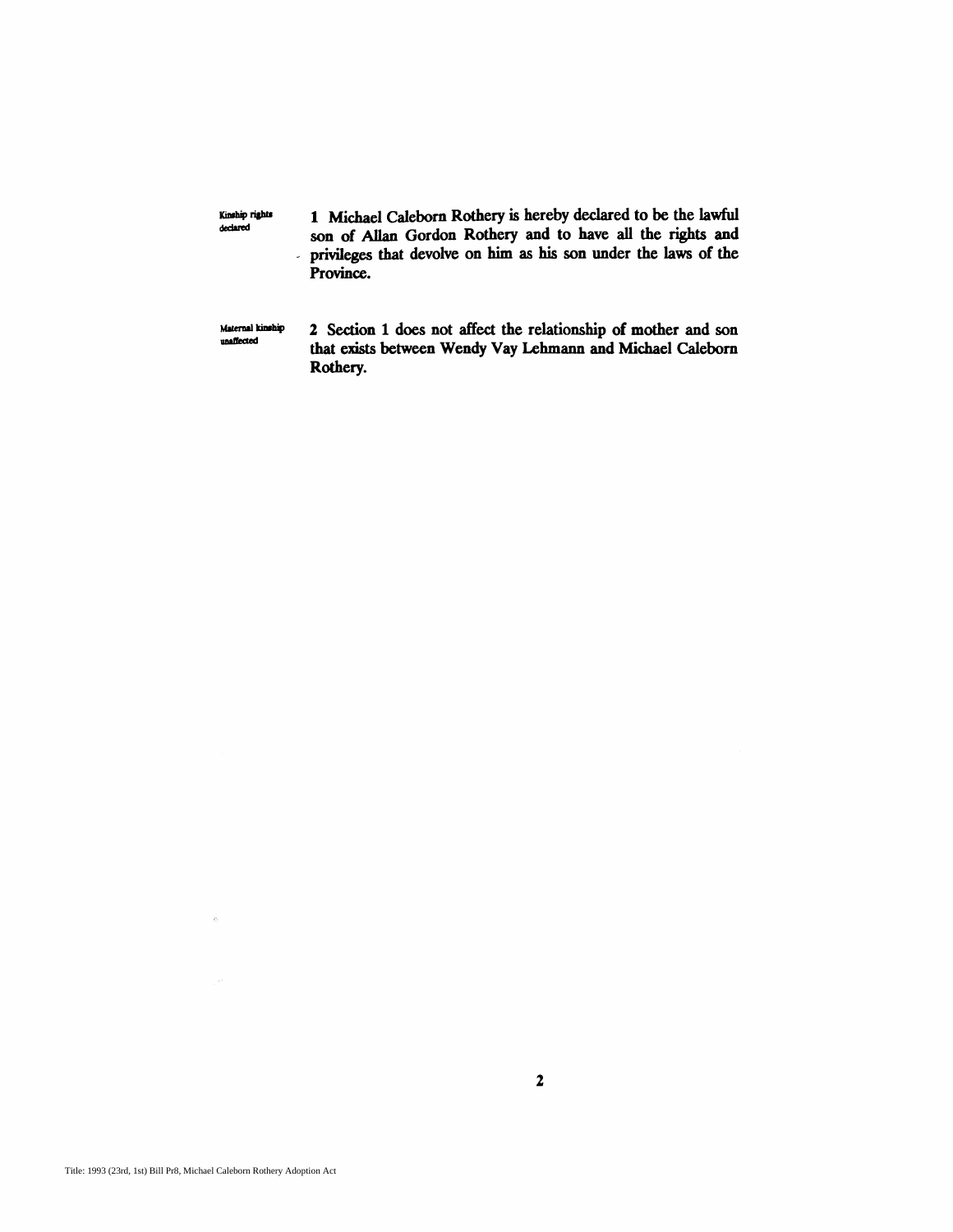Kinship rights declared

**1** Michael Caleborn Rothery is hereby declared to be the lawful son of Allan Gordon Rothery and to have all the rights and privileges that devolve on him as his son under the laws of the Province.

Maternal kinship unaffected

**2** Section 1 does not affect the relationship of mother and son that exists between Wendy Vay Lehmann and Michael Caleborn Rothery.